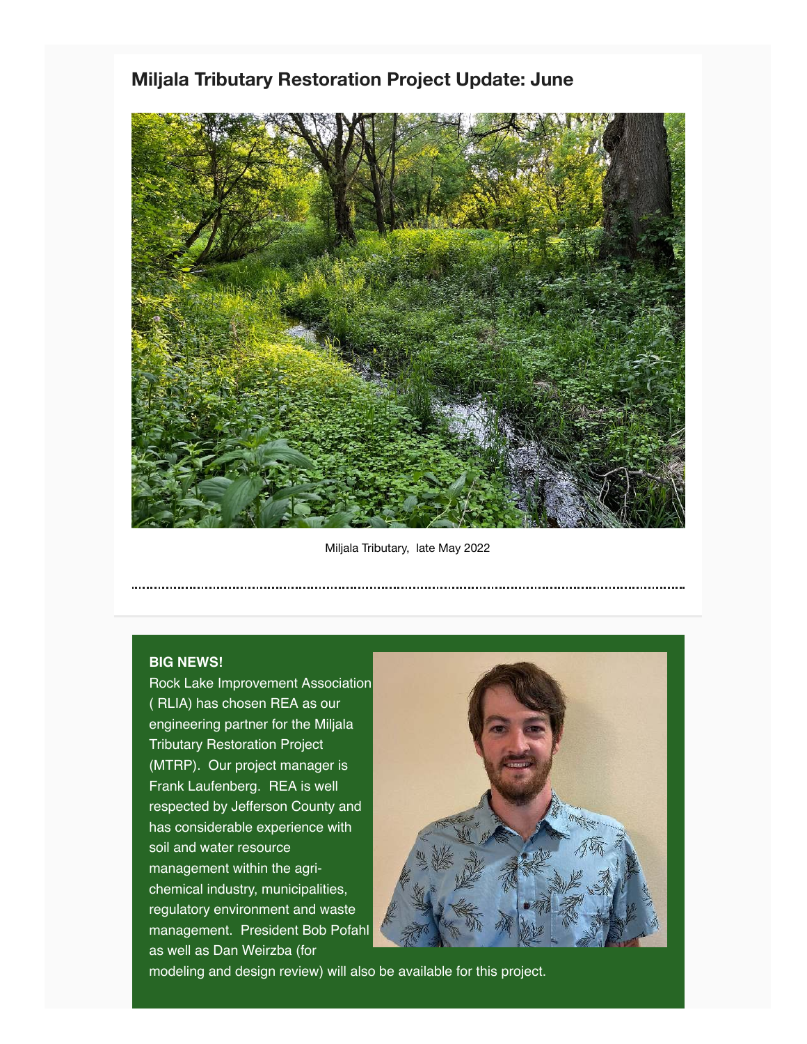## Miljala Tributary Restoration Project Update: June

Miljala Tributary, late May 2022

**BIG NEWS!**

Rock Lake Improvement Association ( RLIA) has chosen REA as our engineering partner for the Miljala Tributary Restoration Project (MTRP). Our project manager is Frank Laufenberg. REA is well respected by Jefferson County and has considerable experience with soil and water resource management within the agri-chemical industry, municipalities, regulatory environment and waste management. President Bob Pofahl as well as Dan Weirzba (for modeling and design review) will also be available for this project.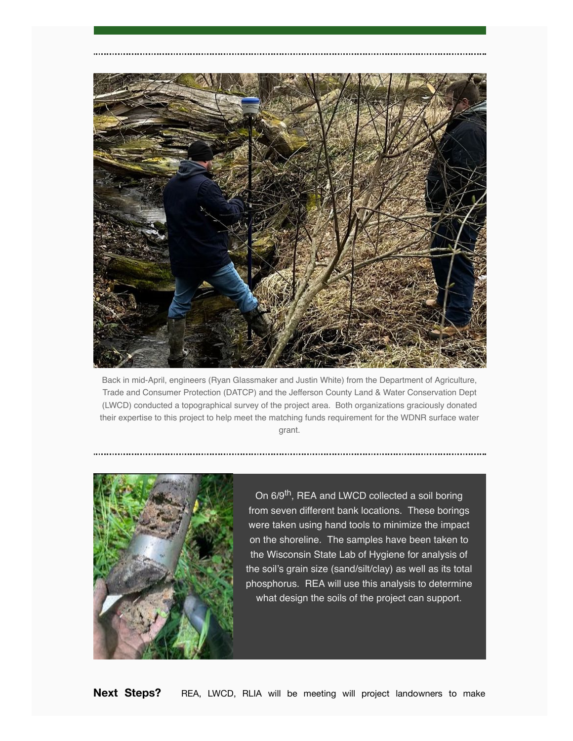Back in mid-April, engineers (Ryan Glassmaker and Justin White) from the Department of Agriculture, Trade and Consumer Protection (DATCP) and the Jefferson County Land & Water Conservation Dept (LWCD) conducted a topographical survey of the project area. Both organizations graciously donated their expertise to this project to help meet the matching funds requirement for the WDNR surface water grant.

On 6/9th, REA and LWCD collected a soil boring from seven different bank locations. These borings were taken using hand tools to minimize the impact on the shoreline. The samples have been taken to the Wisconsin State Lab of Hygiene for analysis of the soil's grain size (sand/silt/clay) as well as its total phosphorus. REA will use this analysis to determine what design the soils of the project can support.

**Next Steps?** REA, LWCD, RLIA will be meeting will project landowners to make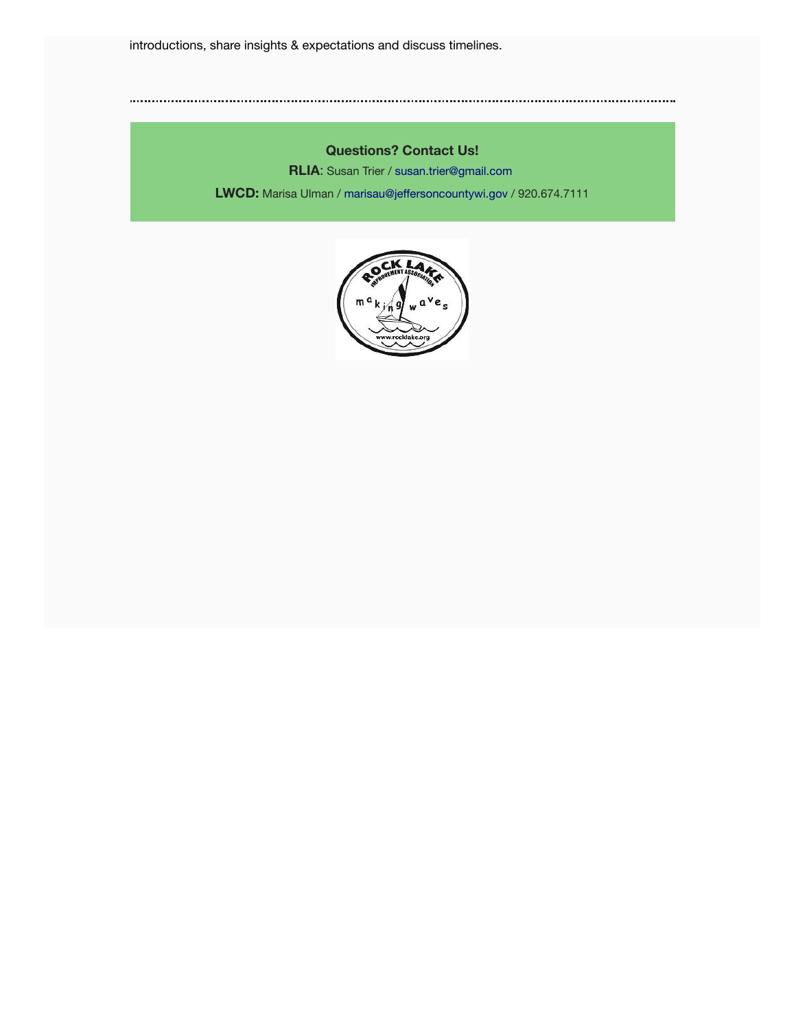introductions, share insights & expectations and discuss timelines.

---

**Questions? Contact Us!**

**RLIA**: Susan Trier / susan.trier@gmail.com

**LWCD:** Marisa Ulman / marisau@jeffersoncountywi.gov / 920.674.7111